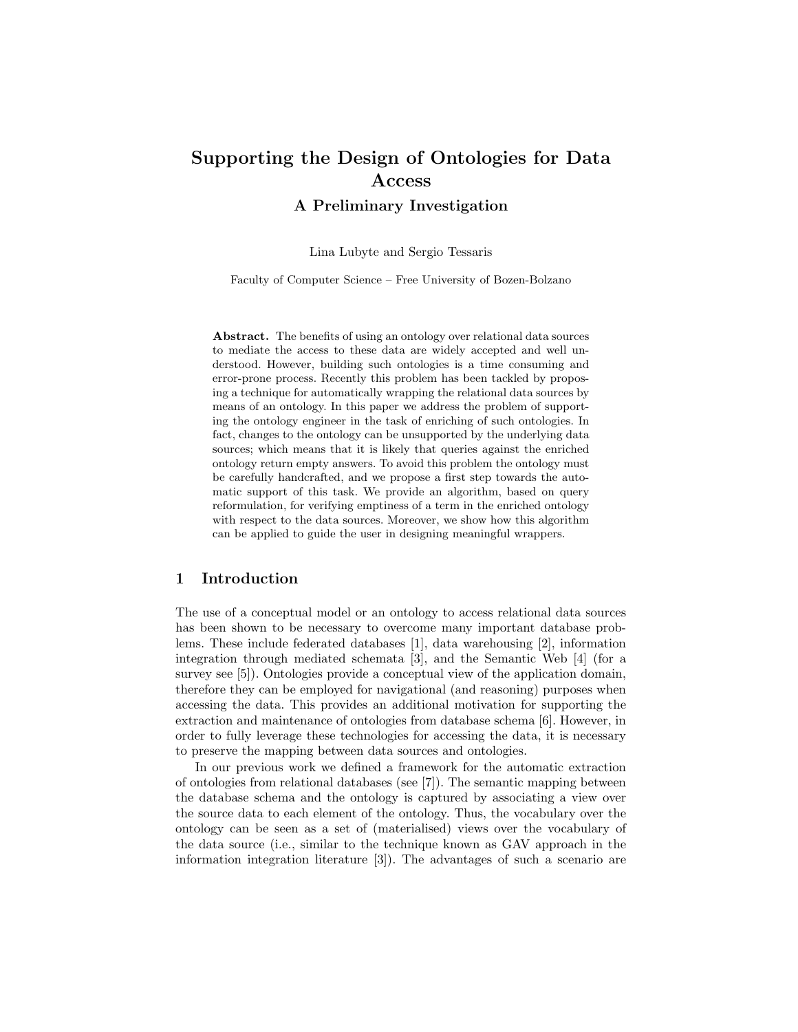# Supporting the Design of Ontologies for Data Access

## A Preliminary Investigation

Lina Lubyte and Sergio Tessaris

Faculty of Computer Science – Free University of Bozen-Bolzano

**Abstract.** The benefits of using an ontology over relational data sources to mediate the access to these data are widely accepted and well understood. However, building such ontologies is a time consuming and error-prone process. Recently this problem has been tackled by proposing a technique for automatically wrapping the relational data sources by means of an ontology. In this paper we address the problem of supporting the ontology engineer in the task of enriching of such ontologies. In fact, changes to the ontology can be unsupported by the underlying data sources; which means that it is likely that queries against the enriched ontology return empty answers. To avoid this problem the ontology must be carefully handcrafted, and we propose a first step towards the automatic support of this task. We provide an algorithm, based on query reformulation, for verifying emptiness of a term in the enriched ontology with respect to the data sources. Moreover, we show how this algorithm can be applied to guide the user in designing meaningful wrappers.

## 1 Introduction

The use of a conceptual model or an ontology to access relational data sources has been shown to be necessary to overcome many important database problems. These include federated databases [1], data warehousing [2], information integration through mediated schemata [3], and the Semantic Web [4] (for a survey see [5]). Ontologies provide a conceptual view of the application domain, therefore they can be employed for navigational (and reasoning) purposes when accessing the data. This provides an additional motivation for supporting the extraction and maintenance of ontologies from database schema [6]. However, in order to fully leverage these technologies for accessing the data, it is necessary to preserve the mapping between data sources and ontologies.

In our previous work we defined a framework for the automatic extraction of ontologies from relational databases (see [7]). The semantic mapping between the database schema and the ontology is captured by associating a view over the source data to each element of the ontology. Thus, the vocabulary over the ontology can be seen as a set of (materialised) views over the vocabulary of the data source (i.e., similar to the technique known as GAV approach in the information integration literature [3]). The advantages of such a scenario are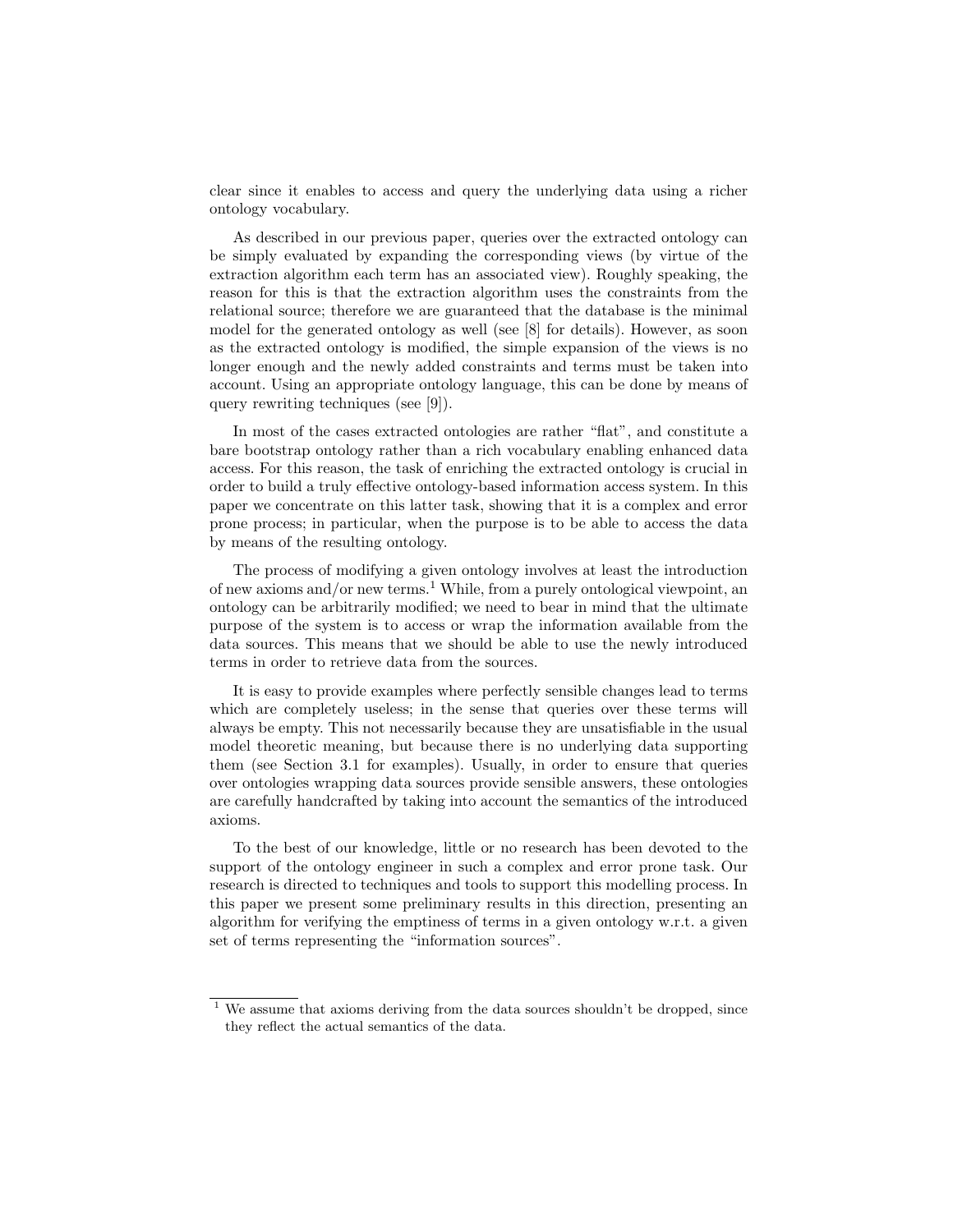clear since it enables to access and query the underlying data using a richer ontology vocabulary.

As described in our previous paper, queries over the extracted ontology can be simply evaluated by expanding the corresponding views (by virtue of the extraction algorithm each term has an associated view). Roughly speaking, the reason for this is that the extraction algorithm uses the constraints from the relational source; therefore we are guaranteed that the database is the minimal model for the generated ontology as well (see [8] for details). However, as soon as the extracted ontology is modified, the simple expansion of the views is no longer enough and the newly added constraints and terms must be taken into account. Using an appropriate ontology language, this can be done by means of query rewriting techniques (see [9]).

In most of the cases extracted ontologies are rather "flat", and constitute a bare bootstrap ontology rather than a rich vocabulary enabling enhanced data access. For this reason, the task of enriching the extracted ontology is crucial in order to build a truly effective ontology-based information access system. In this paper we concentrate on this latter task, showing that it is a complex and error prone process; in particular, when the purpose is to be able to access the data by means of the resulting ontology.

The process of modifying a given ontology involves at least the introduction of new axioms and/or new terms.[1] While, from a purely ontological viewpoint, an ontology can be arbitrarily modified; we need to bear in mind that the ultimate purpose of the system is to access or wrap the information available from the data sources. This means that we should be able to use the newly introduced terms in order to retrieve data from the sources.

It is easy to provide examples where perfectly sensible changes lead to terms which are completely useless; in the sense that queries over these terms will always be empty. This not necessarily because they are unsatisfiable in the usual model theoretic meaning, but because there is no underlying data supporting them (see Section 3.1 for examples). Usually, in order to ensure that queries over ontologies wrapping data sources provide sensible answers, these ontologies are carefully handcrafted by taking into account the semantics of the introduced axioms.

To the best of our knowledge, little or no research has been devoted to the support of the ontology engineer in such a complex and error prone task. Our research is directed to techniques and tools to support this modelling process. In this paper we present some preliminary results in this direction, presenting an algorithm for verifying the emptiness of terms in a given ontology w.r.t. a given set of terms representing the "information sources".

[1] We assume that axioms deriving from the data sources shouldn't be dropped, since they reflect the actual semantics of the data.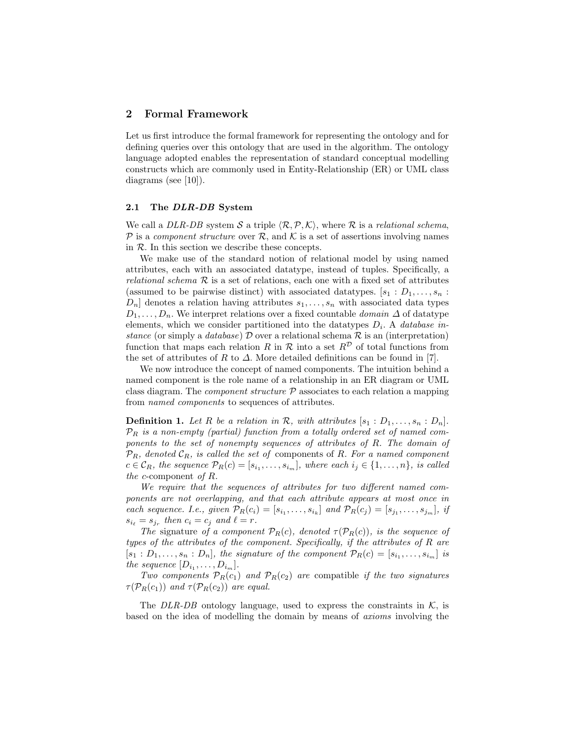## 2 Formal Framework

Let us first introduce the formal framework for representing the ontology and for defining queries over this ontology that are used in the algorithm. The ontology language adopted enables the representation of standard conceptual modelling constructs which are commonly used in Entity-Relationship (ER) or UML class diagrams (see [10]).

### 2.1 The *DLR-DB* System

We call a *DLR-DB* system $\mathcal{S}$ a triple $\langle \mathcal{R}, \mathcal{P}, \mathcal{K} \rangle$, where $\mathcal{R}$ is a *relational schema*, $\mathcal{P}$ is a *component structure* over $\mathcal{R}$, and $\mathcal{K}$ is a set of assertions involving names in $\mathcal{R}$. In this section we describe these concepts.

We make use of the standard notion of relational model by using named attributes, each with an associated datatype, instead of tuples. Specifically, a *relational schema* $\mathcal{R}$ is a set of relations, each one with a fixed set of attributes (assumed to be pairwise distinct) with associated datatypes. $[s_1 : D_1, \ldots, s_n : D_n]$ denotes a relation having attributes $s_1, \ldots, s_n$ with associated data types $D_1, \ldots, D_n$. We interpret relations over a fixed countable *domain* $\Delta$ of datatype elements, which we consider partitioned into the datatypes $D_i$. A *database instance* (or simply a *database*) $\mathcal{D}$ over a relational schema $\mathcal{R}$ is an (interpretation) function that maps each relation $R$ in $\mathcal{R}$ into a set $R^{\mathcal{D}}$ of total functions from the set of attributes of $R$ to $\Delta$. More detailed definitions can be found in [7].

We now introduce the concept of named components. The intuition behind a named component is the role name of a relationship in an ER diagram or UML class diagram. The *component structure* $\mathcal{P}$ associates to each relation a mapping from *named components* to sequences of attributes.

**Definition 1.** *Let $R$ be a relation in $\mathcal{R}$, with attributes $[s_1 : D_1, \ldots, s_n : D_n]$. $\mathcal{P}_R$ is a non-empty (partial) function from a totally ordered set of named components to the set of nonempty sequences of attributes of $R$. The domain of $\mathcal{P}_R$, denoted $\mathcal{C}_R$, is called the set of* components *of $R$. For a named component $c \in \mathcal{C}_R$, the sequence $\mathcal{P}_R(c) = [s_{i_1}, \ldots, s_{i_m}]$, where each $i_j \in \{1, \ldots, n\}$, is called the $c$-*component *of $R$.*

*We require that the sequences of attributes for two different named components are not overlapping, and that each attribute appears at most once in each sequence. I.e., given $\mathcal{P}_R(c_i) = [s_{i_1}, \ldots, s_{i_k}]$ and $\mathcal{P}_R(c_j) = [s_{j_1}, \ldots, s_{j_m}]$, if $s_{i_\ell} = s_{j_r}$ then $c_i = c_j$ and $\ell = r$.*

*The* signature *of a component $\mathcal{P}_R(c)$, denoted $\tau(\mathcal{P}_R(c))$, is the sequence of types of the attributes of the component. Specifically, if the attributes of $R$ are $[s_1 : D_1, \ldots, s_n : D_n]$, the signature of the component $\mathcal{P}_R(c) = [s_{i_1}, \ldots, s_{i_m}]$ is the sequence $[D_{i_1}, \ldots, D_{i_m}]$.*

*Two components $\mathcal{P}_R(c_1)$ and $\mathcal{P}_R(c_2)$ are* compatible *if the two signatures $\tau(\mathcal{P}_R(c_1))$ and $\tau(\mathcal{P}_R(c_2))$ are equal.*

The *DLR-DB* ontology language, used to express the constraints in $\mathcal{K}$, is based on the idea of modelling the domain by means of *axioms* involving the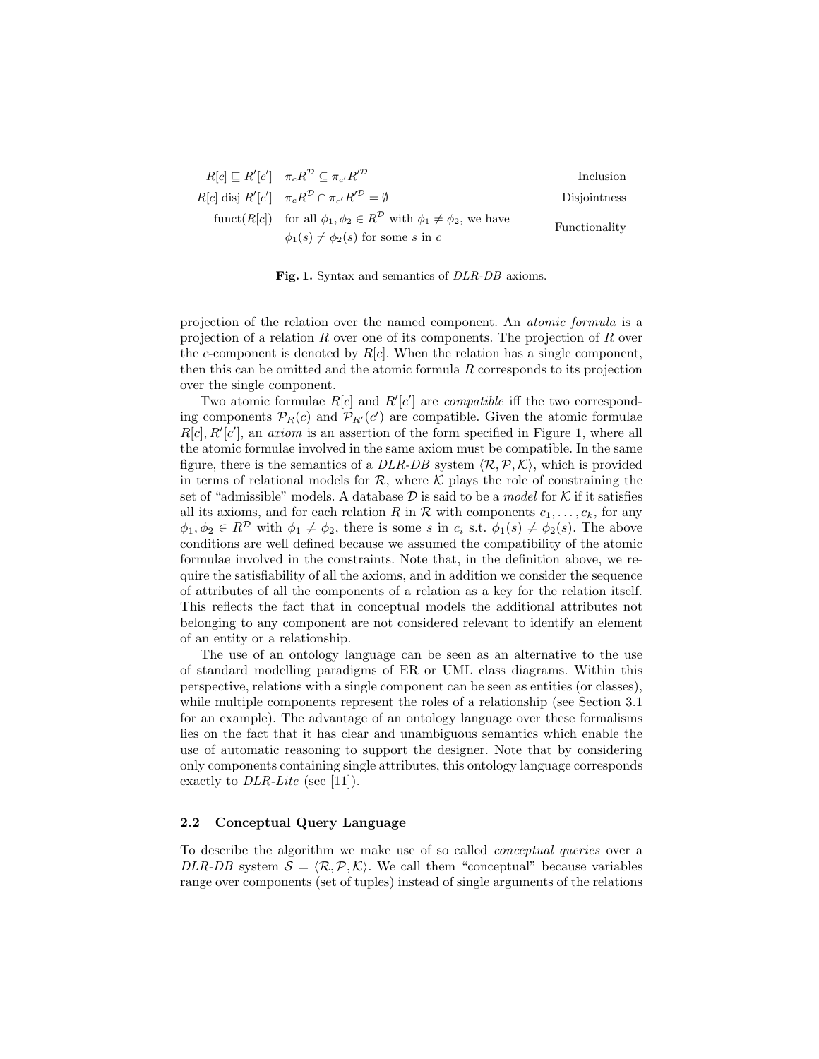| | | |
|---|---|---|
| $R[c] \sqsubseteq R'[c']$ | $\pi_c R^{\mathcal{D}} \subseteq \pi_{c'} R'^{\mathcal{D}}$ | Inclusion |
| $R[c]$ disj $R'[c']$ | $\pi_c R^{\mathcal{D}} \cap \pi_{c'} R'^{\mathcal{D}} = \emptyset$ | Disjointness |
| funct$(R[c])$ | for all $\phi_1, \phi_2 \in R^{\mathcal{D}}$ with $\phi_1 \neq \phi_2$, we have $\phi_1(s) \neq \phi_2(s)$ for some $s$ in $c$ | Functionality |

**Fig. 1.** Syntax and semantics of *DLR-DB* axioms.

projection of the relation over the named component. An *atomic formula* is a projection of a relation $R$ over one of its components. The projection of $R$ over the $c$-component is denoted by $R[c]$. When the relation has a single component, then this can be omitted and the atomic formula $R$ corresponds to its projection over the single component.

Two atomic formulae $R[c]$ and $R'[c']$ are *compatible* iff the two corresponding components $\mathcal{P}_R(c)$ and $\mathcal{P}_{R'}(c')$ are compatible. Given the atomic formulae $R[c], R'[c']$, an *axiom* is an assertion of the form specified in Figure 1, where all the atomic formulae involved in the same axiom must be compatible. In the same figure, there is the semantics of a *DLR-DB* system $\langle \mathcal{R}, \mathcal{P}, \mathcal{K} \rangle$, which is provided in terms of relational models for $\mathcal{R}$, where $\mathcal{K}$ plays the role of constraining the set of "admissible" models. A database $\mathcal{D}$ is said to be a *model* for $\mathcal{K}$ if it satisfies all its axioms, and for each relation $R$ in $\mathcal{R}$ with components $c_1, \ldots, c_k$, for any $\phi_1, \phi_2 \in R^{\mathcal{D}}$ with $\phi_1 \neq \phi_2$, there is some $s$ in $c_i$ s.t. $\phi_1(s) \neq \phi_2(s)$. The above conditions are well defined because we assumed the compatibility of the atomic formulae involved in the constraints. Note that, in the definition above, we require the satisfiability of all the axioms, and in addition we consider the sequence of attributes of all the components of a relation as a key for the relation itself. This reflects the fact that in conceptual models the additional attributes not belonging to any component are not considered relevant to identify an element of an entity or a relationship.

The use of an ontology language can be seen as an alternative to the use of standard modelling paradigms of ER or UML class diagrams. Within this perspective, relations with a single component can be seen as entities (or classes), while multiple components represent the roles of a relationship (see Section 3.1 for an example). The advantage of an ontology language over these formalisms lies on the fact that it has clear and unambiguous semantics which enable the use of automatic reasoning to support the designer. Note that by considering only components containing single attributes, this ontology language corresponds exactly to *DLR-Lite* (see [11]).

### 2.2 Conceptual Query Language

To describe the algorithm we make use of so called *conceptual queries* over a *DLR-DB* system $\mathcal{S} = \langle \mathcal{R}, \mathcal{P}, \mathcal{K} \rangle$. We call them "conceptual" because variables range over components (set of tuples) instead of single arguments of the relations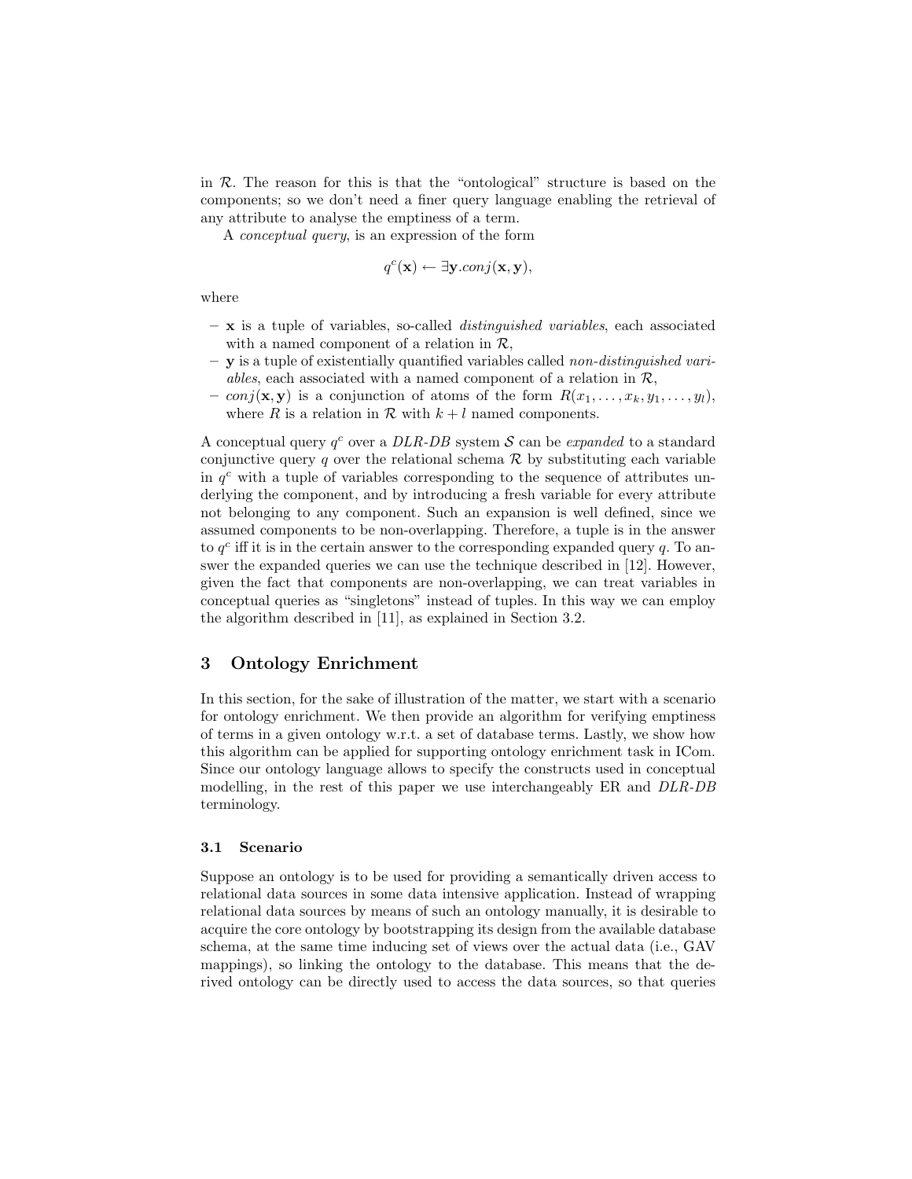in $\mathcal{R}$. The reason for this is that the "ontological" structure is based on the components; so we don't need a finer query language enabling the retrieval of any attribute to analyse the emptiness of a term.

A *conceptual query*, is an expression of the form

$$q^c(\mathbf{x}) \leftarrow \exists \mathbf{y}.conj(\mathbf{x}, \mathbf{y}),$$

where

- $\mathbf{x}$ is a tuple of variables, so-called *distinguished variables*, each associated with a named component of a relation in $\mathcal{R}$,
- $\mathbf{y}$ is a tuple of existentially quantified variables called *non-distinguished variables*, each associated with a named component of a relation in $\mathcal{R}$,
- $conj(\mathbf{x}, \mathbf{y})$ is a conjunction of atoms of the form $R(x_1, \ldots, x_k, y_1, \ldots, y_l)$, where $R$ is a relation in $\mathcal{R}$ with $k + l$ named components.

A conceptual query $q^c$ over a *DLR-DB* system $\mathcal{S}$ can be *expanded* to a standard conjunctive query $q$ over the relational schema $\mathcal{R}$ by substituting each variable in $q^c$ with a tuple of variables corresponding to the sequence of attributes underlying the component, and by introducing a fresh variable for every attribute not belonging to any component. Such an expansion is well defined, since we assumed components to be non-overlapping. Therefore, a tuple is in the answer to $q^c$ iff it is in the certain answer to the corresponding expanded query $q$. To answer the expanded queries we can use the technique described in [12]. However, given the fact that components are non-overlapping, we can treat variables in conceptual queries as "singletons" instead of tuples. In this way we can employ the algorithm described in [11], as explained in Section 3.2.

## 3 Ontology Enrichment

In this section, for the sake of illustration of the matter, we start with a scenario for ontology enrichment. We then provide an algorithm for verifying emptiness of terms in a given ontology w.r.t. a set of database terms. Lastly, we show how this algorithm can be applied for supporting ontology enrichment task in ICom. Since our ontology language allows to specify the constructs used in conceptual modelling, in the rest of this paper we use interchangeably ER and *DLR-DB* terminology.

### 3.1 Scenario

Suppose an ontology is to be used for providing a semantically driven access to relational data sources in some data intensive application. Instead of wrapping relational data sources by means of such an ontology manually, it is desirable to acquire the core ontology by bootstrapping its design from the available database schema, at the same time inducing set of views over the actual data (i.e., GAV mappings), so linking the ontology to the database. This means that the derived ontology can be directly used to access the data sources, so that queries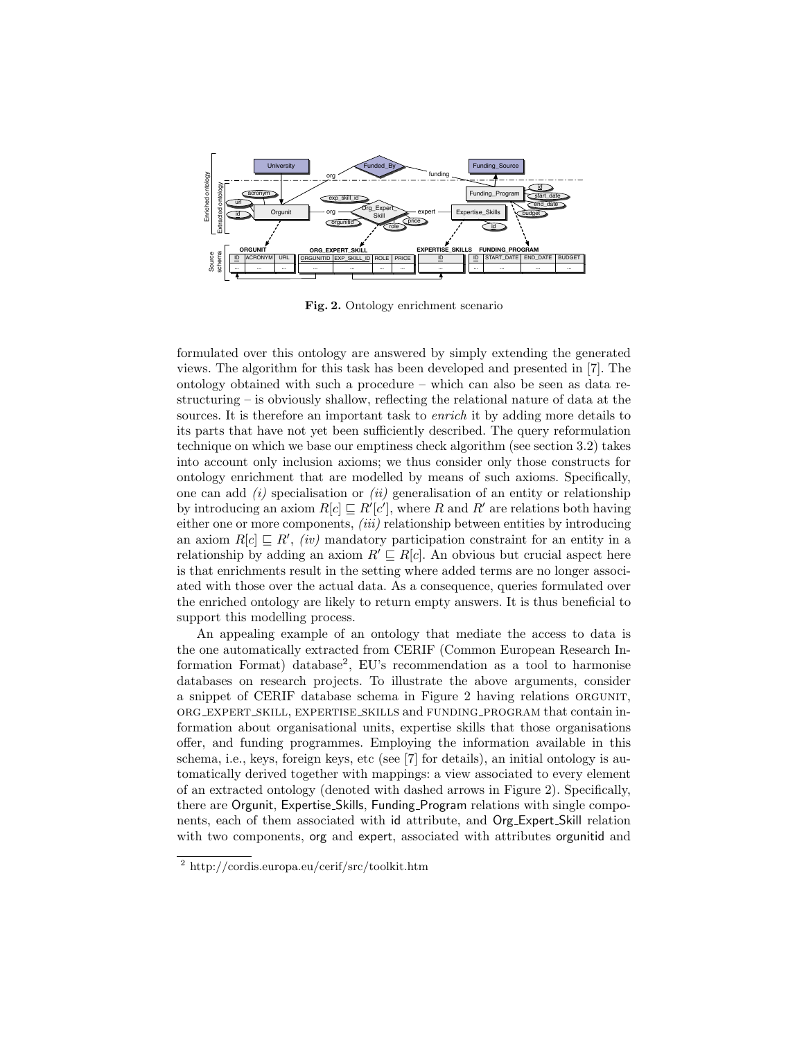Fig. 2. Ontology enrichment scenario

formulated over this ontology are answered by simply extending the generated views. The algorithm for this task has been developed and presented in [7]. The ontology obtained with such a procedure – which can also be seen as data restructuring – is obviously shallow, reflecting the relational nature of data at the sources. It is therefore an important task to *enrich* it by adding more details to its parts that have not yet been sufficiently described. The query reformulation technique on which we base our emptiness check algorithm (see section 3.2) takes into account only inclusion axioms; we thus consider only those constructs for ontology enrichment that are modelled by means of such axioms. Specifically, one can add *(i)* specialisation or *(ii)* generalisation of an entity or relationship by introducing an axiom $R[c] \sqsubseteq R'[c']$, where $R$ and $R'$ are relations both having either one or more components, *(iii)* relationship between entities by introducing an axiom $R[c] \sqsubseteq R'$, *(iv)* mandatory participation constraint for an entity in a relationship by adding an axiom $R' \sqsubseteq R[c]$. An obvious but crucial aspect here is that enrichments result in the setting where added terms are no longer associated with those over the actual data. As a consequence, queries formulated over the enriched ontology are likely to return empty answers. It is thus beneficial to support this modelling process.

An appealing example of an ontology that mediate the access to data is the one automatically extracted from CERIF (Common European Research Information Format) database[2], EU's recommendation as a tool to harmonise databases on research projects. To illustrate the above arguments, consider a snippet of CERIF database schema in Figure 2 having relations ORGUNIT, ORG_EXPERT_SKILL, EXPERTISE_SKILLS and FUNDING_PROGRAM that contain information about organisational units, expertise skills that those organisations offer, and funding programmes. Employing the information available in this schema, i.e., keys, foreign keys, etc (see [7] for details), an initial ontology is automatically derived together with mappings: a view associated to every element of an extracted ontology (denoted with dashed arrows in Figure 2). Specifically, there are Orgunit, Expertise_Skills, Funding_Program relations with single components, each of them associated with id attribute, and Org_Expert_Skill relation with two components, org and expert, associated with attributes orgunitid and

[2] http://cordis.europa.eu/cerif/src/toolkit.htm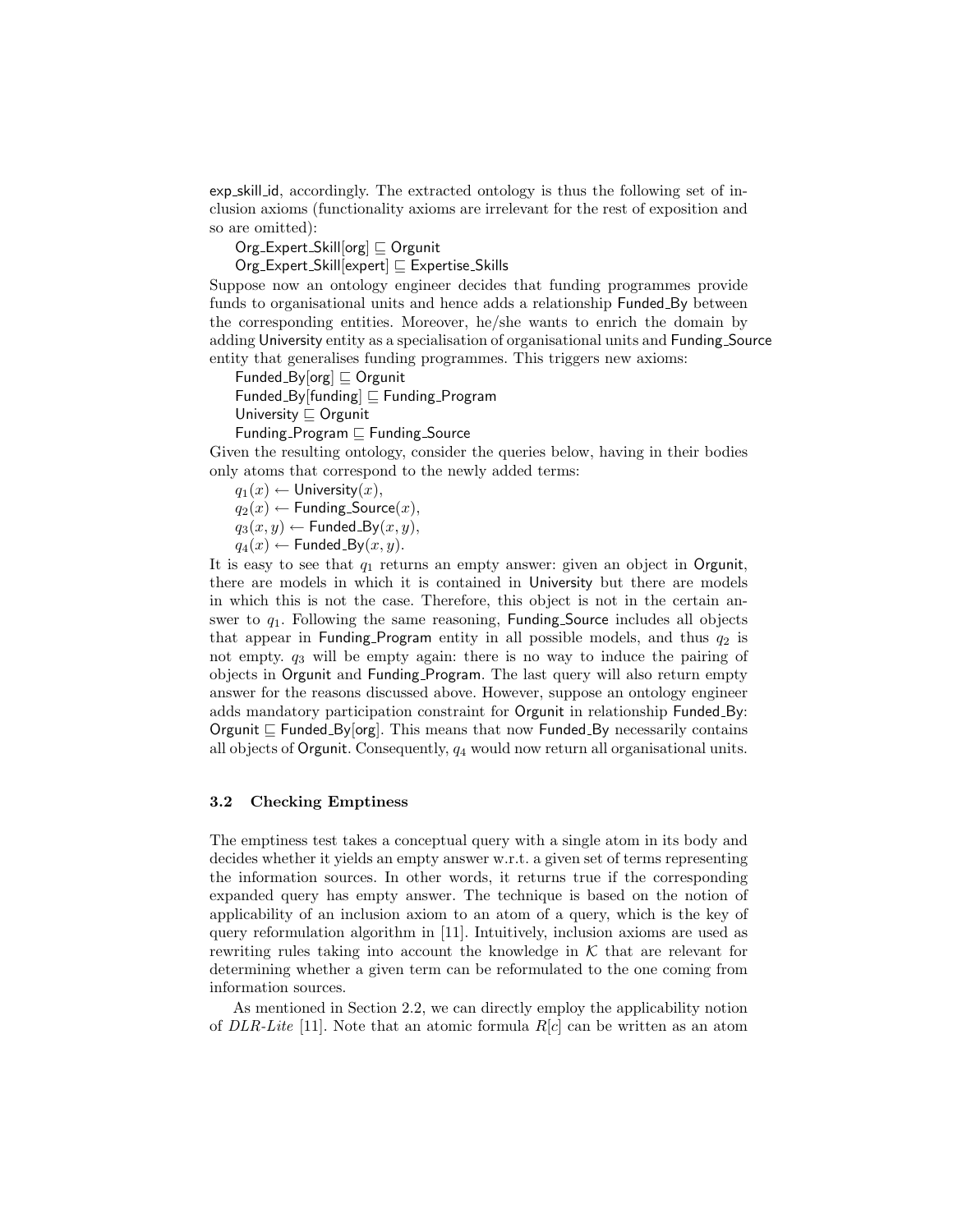exp_skill_id, accordingly. The extracted ontology is thus the following set of inclusion axioms (functionality axioms are irrelevant for the rest of exposition and so are omitted):

Org_Expert_Skill[org] $\sqsubseteq$ Orgunit
Org_Expert_Skill[expert] $\sqsubseteq$ Expertise_Skills

Suppose now an ontology engineer decides that funding programmes provide funds to organisational units and hence adds a relationship Funded_By between the corresponding entities. Moreover, he/she wants to enrich the domain by adding University entity as a specialisation of organisational units and Funding_Source entity that generalises funding programmes. This triggers new axioms:

Funded_By[org] $\sqsubseteq$ Orgunit
Funded_By[funding] $\sqsubseteq$ Funding_Program
University $\sqsubseteq$ Orgunit
Funding_Program $\sqsubseteq$ Funding_Source

Given the resulting ontology, consider the queries below, having in their bodies only atoms that correspond to the newly added terms:

$q_1(x) \leftarrow$ University$(x)$,
$q_2(x) \leftarrow$ Funding_Source$(x)$,
$q_3(x, y) \leftarrow$ Funded_By$(x, y)$,
$q_4(x) \leftarrow$ Funded_By$(x, y)$.

It is easy to see that $q_1$ returns an empty answer: given an object in Orgunit, there are models in which it is contained in University but there are models in which this is not the case. Therefore, this object is not in the certain answer to $q_1$. Following the same reasoning, Funding_Source includes all objects that appear in Funding_Program entity in all possible models, and thus $q_2$ is not empty. $q_3$ will be empty again: there is no way to induce the pairing of objects in Orgunit and Funding_Program. The last query will also return empty answer for the reasons discussed above. However, suppose an ontology engineer adds mandatory participation constraint for Orgunit in relationship Funded_By: Orgunit $\sqsubseteq$ Funded_By[org]. This means that now Funded_By necessarily contains all objects of Orgunit. Consequently, $q_4$ would now return all organisational units.

### 3.2 Checking Emptiness

The emptiness test takes a conceptual query with a single atom in its body and decides whether it yields an empty answer w.r.t. a given set of terms representing the information sources. In other words, it returns true if the corresponding expanded query has empty answer. The technique is based on the notion of applicability of an inclusion axiom to an atom of a query, which is the key of query reformulation algorithm in [11]. Intuitively, inclusion axioms are used as rewriting rules taking into account the knowledge in $\mathcal{K}$ that are relevant for determining whether a given term can be reformulated to the one coming from information sources.

As mentioned in Section 2.2, we can directly employ the applicability notion of *DLR-Lite* [11]. Note that an atomic formula $R[c]$ can be written as an atom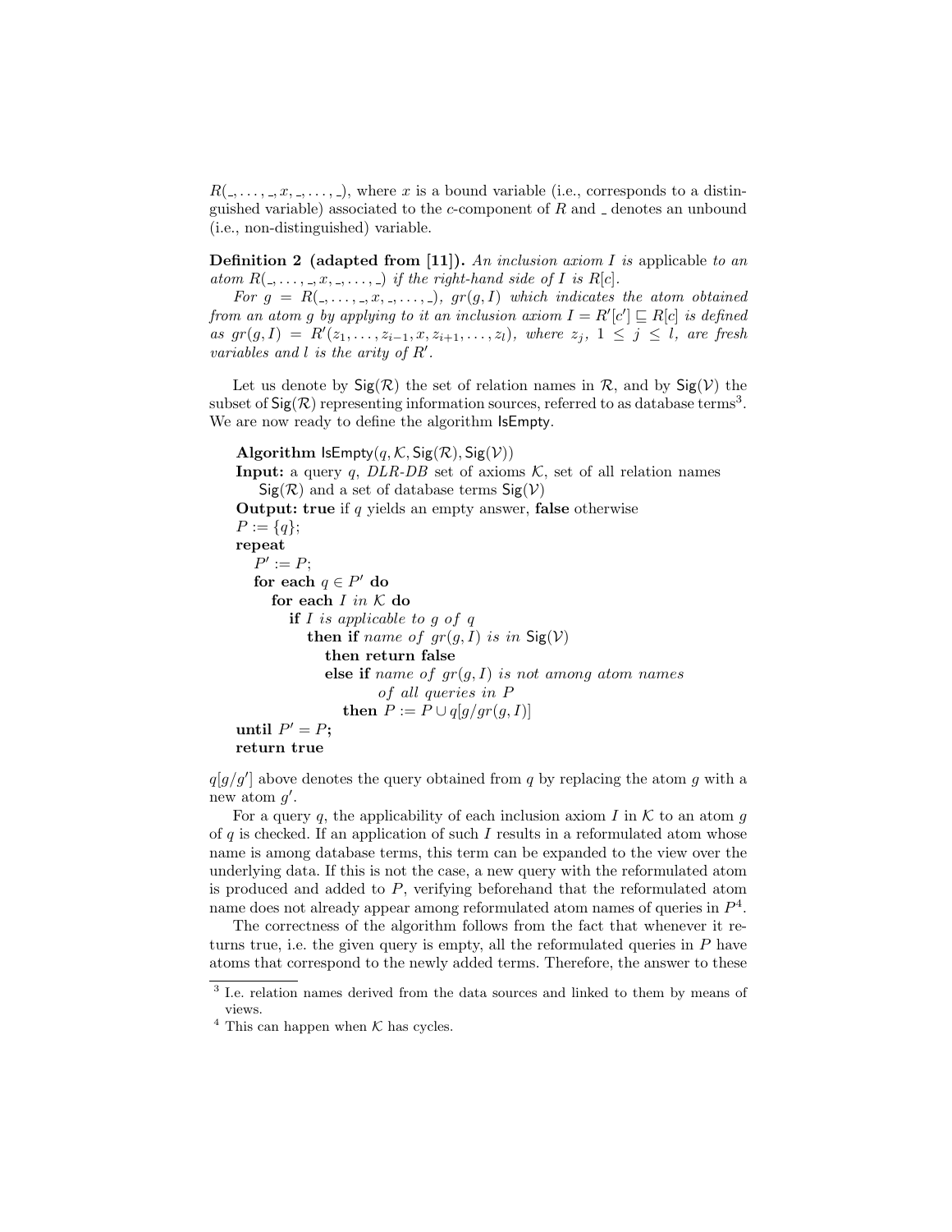$R(\_, \ldots, \_, x, \_, \ldots, \_)$, where $x$ is a bound variable (i.e., corresponds to a distinguished variable) associated to the $c$-component of $R$ and $\_$ denotes an unbound (i.e., non-distinguished) variable.

**Definition 2 (adapted from [11]).** *An inclusion axiom $I$ is* applicable *to an atom $R(\_, \ldots, \_, x, \_, \ldots, \_)$ if the right-hand side of $I$ is $R[c]$.*

*For $g = R(\_, \ldots, \_, x, \_, \ldots, \_)$, $gr(g, I)$ which indicates the atom obtained from an atom $g$ by applying to it an inclusion axiom $I = R'[c'] \sqsubseteq R[c]$ is defined as $gr(g, I) = R'(z_1, \ldots, z_{i-1}, x, z_{i+1}, \ldots, z_l)$, where $z_j$, $1 \leq j \leq l$, are fresh variables and $l$ is the arity of $R'$.*

Let us denote by $\mathsf{Sig}(\mathcal{R})$ the set of relation names in $\mathcal{R}$, and by $\mathsf{Sig}(\mathcal{V})$ the subset of $\mathsf{Sig}(\mathcal{R})$ representing information sources, referred to as database terms[3]. We are now ready to define the algorithm IsEmpty.

```
Algorithm IsEmpty(q, K, Sig(R), Sig(V))
Input: a query q, DLR-DB set of axioms K, set of all relation names
    Sig(R) and a set of database terms Sig(V)
Output: true if q yields an empty answer, false otherwise
P := {q};
repeat
   P' := P;
   for each q ∈ P' do
      for each I in K do
         if I is applicable to g of q
            then if name of gr(g, I) is in Sig(V)
               then return false
               else if name of gr(g, I) is not among atom names
                        of all queries in P
                  then P := P ∪ q[g/gr(g, I)]
until P' = P;
return true
```

$q[g/g']$ above denotes the query obtained from $q$ by replacing the atom $g$ with a new atom $g'$.

For a query $q$, the applicability of each inclusion axiom $I$ in $\mathcal{K}$ to an atom $g$ of $q$ is checked. If an application of such $I$ results in a reformulated atom whose name is among database terms, this term can be expanded to the view over the underlying data. If this is not the case, a new query with the reformulated atom is produced and added to $P$, verifying beforehand that the reformulated atom name does not already appear among reformulated atom names of queries in $P$[4].

The correctness of the algorithm follows from the fact that whenever it returns true, i.e. the given query is empty, all the reformulated queries in $P$ have atoms that correspond to the newly added terms. Therefore, the answer to these

[3] I.e. relation names derived from the data sources and linked to them by means of views.

[4] This can happen when $\mathcal{K}$ has cycles.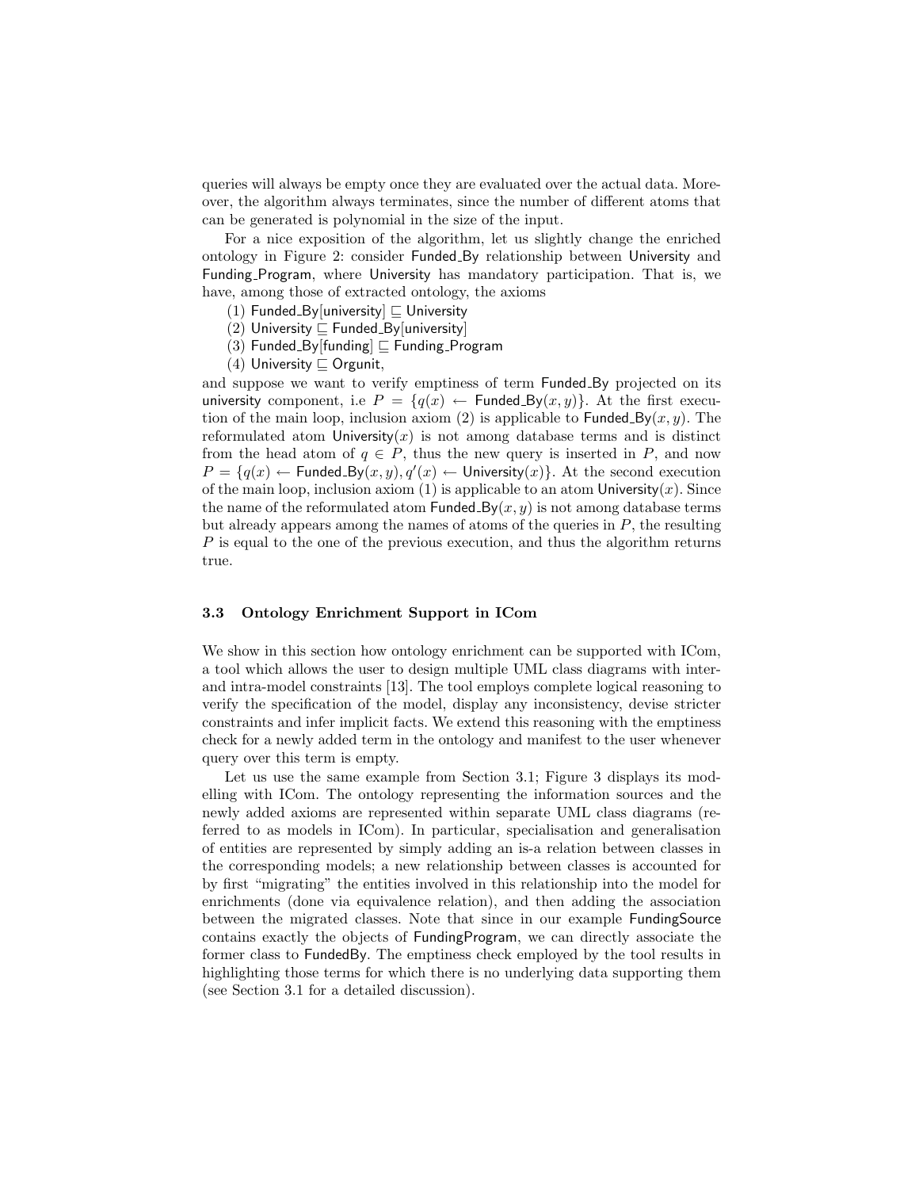queries will always be empty once they are evaluated over the actual data. Moreover, the algorithm always terminates, since the number of different atoms that can be generated is polynomial in the size of the input.

For a nice exposition of the algorithm, let us slightly change the enriched ontology in Figure 2: consider Funded_By relationship between University and Funding_Program, where University has mandatory participation. That is, we have, among those of extracted ontology, the axioms

(1) Funded_By[university] $\sqsubseteq$ University
(2) University $\sqsubseteq$ Funded_By[university]
(3) Funded_By[funding] $\sqsubseteq$ Funding_Program
(4) University $\sqsubseteq$ Orgunit,

and suppose we want to verify emptiness of term Funded_By projected on its university component, i.e $P = \{q(x) \leftarrow \text{Funded\_By}(x, y)\}$. At the first execution of the main loop, inclusion axiom (2) is applicable to Funded_By$(x, y)$. The reformulated atom University$(x)$ is not among database terms and is distinct from the head atom of $q \in P$, thus the new query is inserted in $P$, and now $P = \{q(x) \leftarrow \text{Funded\_By}(x, y), q'(x) \leftarrow \text{University}(x)\}$. At the second execution of the main loop, inclusion axiom (1) is applicable to an atom University$(x)$. Since the name of the reformulated atom Funded_By$(x, y)$ is not among database terms but already appears among the names of atoms of the queries in $P$, the resulting $P$ is equal to the one of the previous execution, and thus the algorithm returns true.

### 3.3 Ontology Enrichment Support in ICom

We show in this section how ontology enrichment can be supported with ICom, a tool which allows the user to design multiple UML class diagrams with inter- and intra-model constraints [13]. The tool employs complete logical reasoning to verify the specification of the model, display any inconsistency, devise stricter constraints and infer implicit facts. We extend this reasoning with the emptiness check for a newly added term in the ontology and manifest to the user whenever query over this term is empty.

Let us use the same example from Section 3.1; Figure 3 displays its modelling with ICom. The ontology representing the information sources and the newly added axioms are represented within separate UML class diagrams (referred to as models in ICom). In particular, specialisation and generalisation of entities are represented by simply adding an is-a relation between classes in the corresponding models; a new relationship between classes is accounted for by first "migrating" the entities involved in this relationship into the model for enrichments (done via equivalence relation), and then adding the association between the migrated classes. Note that since in our example FundingSource contains exactly the objects of FundingProgram, we can directly associate the former class to FundedBy. The emptiness check employed by the tool results in highlighting those terms for which there is no underlying data supporting them (see Section 3.1 for a detailed discussion).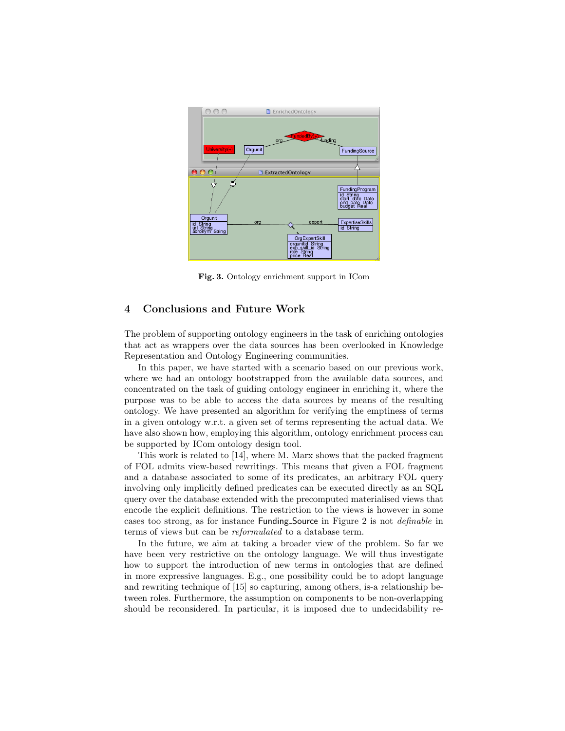**Fig. 3.** Ontology enrichment support in ICom

## 4 Conclusions and Future Work

The problem of supporting ontology engineers in the task of enriching ontologies that act as wrappers over the data sources has been overlooked in Knowledge Representation and Ontology Engineering communities.

In this paper, we have started with a scenario based on our previous work, where we had an ontology bootstrapped from the available data sources, and concentrated on the task of guiding ontology engineer in enriching it, where the purpose was to be able to access the data sources by means of the resulting ontology. We have presented an algorithm for verifying the emptiness of terms in a given ontology w.r.t. a given set of terms representing the actual data. We have also shown how, employing this algorithm, ontology enrichment process can be supported by ICom ontology design tool.

This work is related to [14], where M. Marx shows that the packed fragment of FOL admits view-based rewritings. This means that given a FOL fragment and a database associated to some of its predicates, an arbitrary FOL query involving only implicitly defined predicates can be executed directly as an SQL query over the database extended with the precomputed materialised views that encode the explicit definitions. The restriction to the views is however in some cases too strong, as for instance Funding_Source in Figure 2 is not *definable* in terms of views but can be *reformulated* to a database term.

In the future, we aim at taking a broader view of the problem. So far we have been very restrictive on the ontology language. We will thus investigate how to support the introduction of new terms in ontologies that are defined in more expressive languages. E.g., one possibility could be to adopt language and rewriting technique of [15] so capturing, among others, is-a relationship between roles. Furthermore, the assumption on components to be non-overlapping should be reconsidered. In particular, it is imposed due to undecidability re-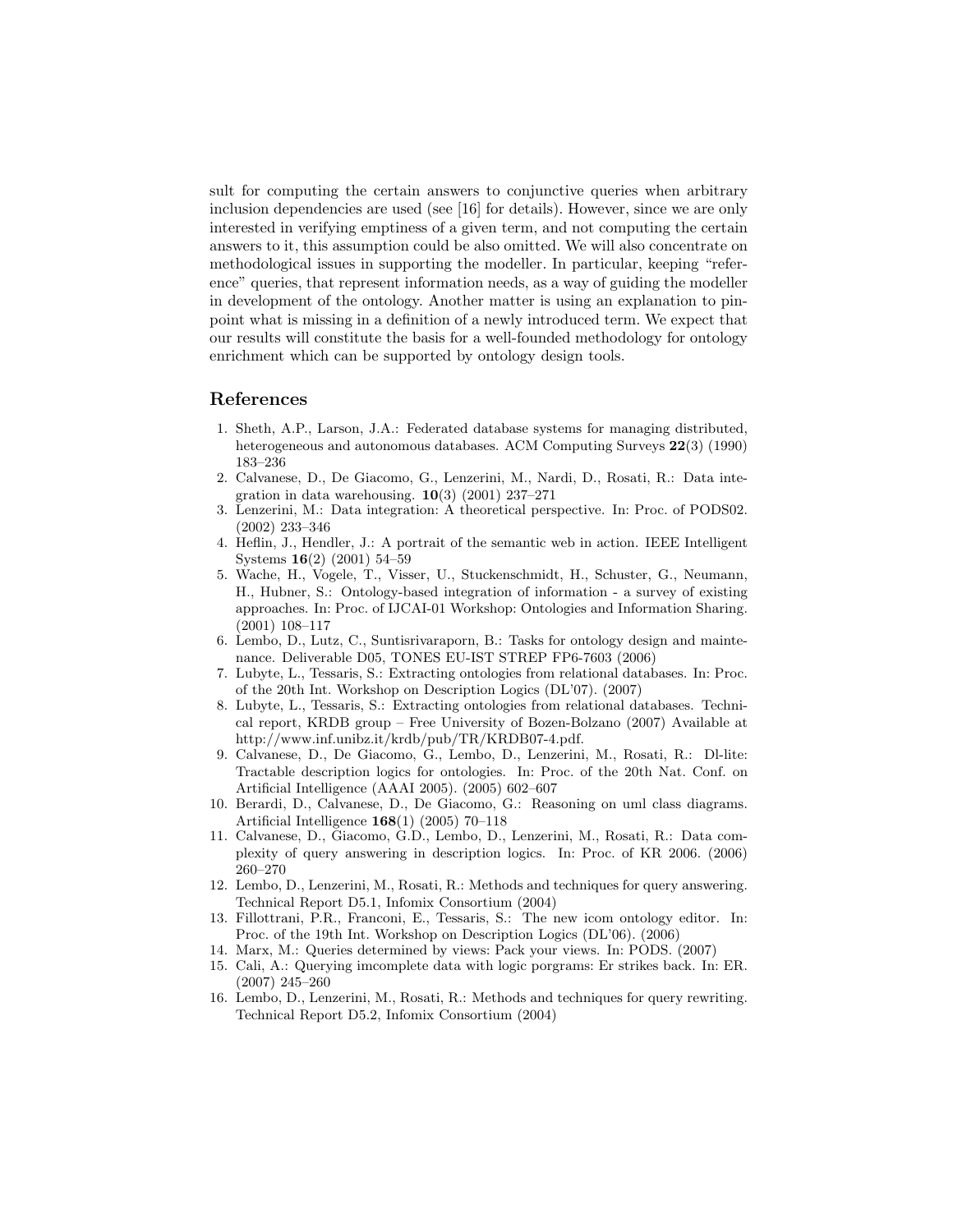sult for computing the certain answers to conjunctive queries when arbitrary inclusion dependencies are used (see [16] for details). However, since we are only interested in verifying emptiness of a given term, and not computing the certain answers to it, this assumption could be also omitted. We will also concentrate on methodological issues in supporting the modeller. In particular, keeping "reference" queries, that represent information needs, as a way of guiding the modeller in development of the ontology. Another matter is using an explanation to pinpoint what is missing in a definition of a newly introduced term. We expect that our results will constitute the basis for a well-founded methodology for ontology enrichment which can be supported by ontology design tools.

## References

1. Sheth, A.P., Larson, J.A.: Federated database systems for managing distributed, heterogeneous and autonomous databases. ACM Computing Surveys **22**(3) (1990) 183–236
2. Calvanese, D., De Giacomo, G., Lenzerini, M., Nardi, D., Rosati, R.: Data integration in data warehousing. **10**(3) (2001) 237–271
3. Lenzerini, M.: Data integration: A theoretical perspective. In: Proc. of PODS02. (2002) 233–346
4. Heflin, J., Hendler, J.: A portrait of the semantic web in action. IEEE Intelligent Systems **16**(2) (2001) 54–59
5. Wache, H., Vogele, T., Visser, U., Stuckenschmidt, H., Schuster, G., Neumann, H., Hubner, S.: Ontology-based integration of information - a survey of existing approaches. In: Proc. of IJCAI-01 Workshop: Ontologies and Information Sharing. (2001) 108–117
6. Lembo, D., Lutz, C., Suntisrivaraporn, B.: Tasks for ontology design and maintenance. Deliverable D05, TONES EU-IST STREP FP6-7603 (2006)
7. Lubyte, L., Tessaris, S.: Extracting ontologies from relational databases. In: Proc. of the 20th Int. Workshop on Description Logics (DL'07). (2007)
8. Lubyte, L., Tessaris, S.: Extracting ontologies from relational databases. Technical report, KRDB group – Free University of Bozen-Bolzano (2007) Available at http://www.inf.unibz.it/krdb/pub/TR/KRDB07-4.pdf.
9. Calvanese, D., De Giacomo, G., Lembo, D., Lenzerini, M., Rosati, R.: Dl-lite: Tractable description logics for ontologies. In: Proc. of the 20th Nat. Conf. on Artificial Intelligence (AAAI 2005). (2005) 602–607
10. Berardi, D., Calvanese, D., De Giacomo, G.: Reasoning on uml class diagrams. Artificial Intelligence **168**(1) (2005) 70–118
11. Calvanese, D., Giacomo, G.D., Lembo, D., Lenzerini, M., Rosati, R.: Data complexity of query answering in description logics. In: Proc. of KR 2006. (2006) 260–270
12. Lembo, D., Lenzerini, M., Rosati, R.: Methods and techniques for query answering. Technical Report D5.1, Infomix Consortium (2004)
13. Fillottrani, P.R., Franconi, E., Tessaris, S.: The new icom ontology editor. In: Proc. of the 19th Int. Workshop on Description Logics (DL'06). (2006)
14. Marx, M.: Queries determined by views: Pack your views. In: PODS. (2007)
15. Cali, A.: Querying imcomplete data with logic porgrams: Er strikes back. In: ER. (2007) 245–260
16. Lembo, D., Lenzerini, M., Rosati, R.: Methods and techniques for query rewriting. Technical Report D5.2, Infomix Consortium (2004)